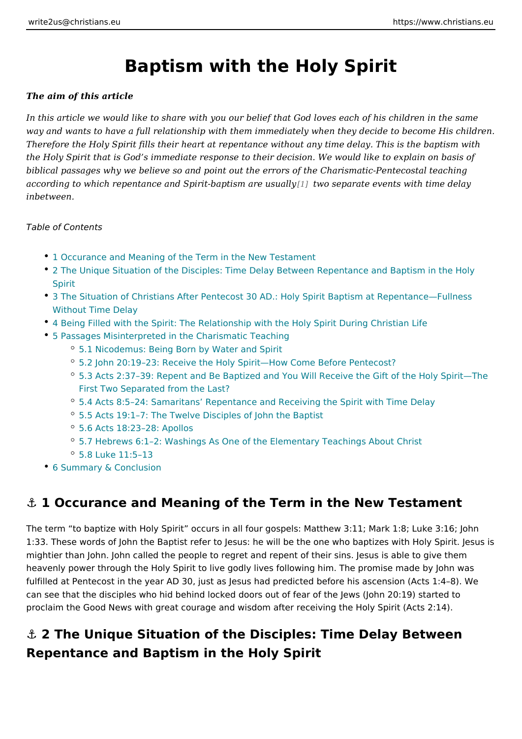# Baptism with the Holy Spirit

***The aim of this article***

*In this article we would like to share with you our belief that God loves each of his children in the same way and wants to have a full relationship with them immediately when they decide to become His children. Therefore the Holy Spirit fills their heart at repentance without any time delay. This is the baptism with the Holy Spirit that is God's immediate response to their decision. We would like to explain on basis of biblical passages why we believe so and point out the errors of the Charismatic-Pentecostal teaching according to which repentance and Spirit-baptism are usually[1] two separate events with time delay inbetween.*

*Table of Contents*

- 1 Occurance and Meaning of the Term in the New Testament
- 2 The Unique Situation of the Disciples: Time Delay Between Repentance and Baptism in the Holy Spirit
- 3 The Situation of Christians After Pentecost 30 AD.: Holy Spirit Baptism at Repentance—Fullness Without Time Delay
- 4 Being Filled with the Spirit: The Relationship with the Holy Spirit During Christian Life
- 5 Passages Misinterpreted in the Charismatic Teaching
  - 5.1 Nicodemus: Being Born by Water and Spirit
  - 5.2 John 20:19–23: Receive the Holy Spirit—How Come Before Pentecost?
  - 5.3 Acts 2:37–39: Repent and Be Baptized and You Will Receive the Gift of the Holy Spirit—The First Two Separated from the Last?
  - 5.4 Acts 8:5–24: Samaritans' Repentance and Receiving the Spirit with Time Delay
  - 5.5 Acts 19:1–7: The Twelve Disciples of John the Baptist
  - 5.6 Acts 18:23–28: Apollos
  - 5.7 Hebrews 6:1–2: Washings As One of the Elementary Teachings About Christ
  - 5.8 Luke 11:5–13
- 6 Summary & Conclusion

## ⚓ 1 Occurance and Meaning of the Term in the New Testament

The term "to baptize with Holy Spirit" occurs in all four gospels: Matthew 3:11; Mark 1:8; Luke 3:16; John 1:33. These words of John the Baptist refer to Jesus: he will be the one who baptizes with Holy Spirit. Jesus is mightier than John. John called the people to regret and repent of their sins. Jesus is able to give them heavenly power through the Holy Spirit to live godly lives following him. The promise made by John was fulfilled at Pentecost in the year AD 30, just as Jesus had predicted before his ascension (Acts 1:4–8). We can see that the disciples who hid behind locked doors out of fear of the Jews (John 20:19) started to proclaim the Good News with great courage and wisdom after receiving the Holy Spirit (Acts 2:14).

## ⚓ 2 The Unique Situation of the Disciples: Time Delay Between Repentance and Baptism in the Holy Spirit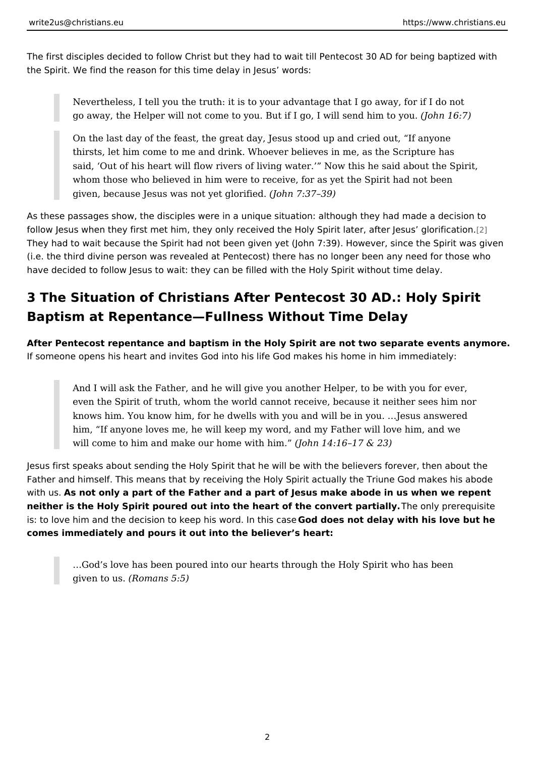The first disciples decided to follow Christ but they had to wait till Pentecost 30 AD for being baptized with the Spirit. We find the reason for this time delay in Jesus' words:

> Nevertheless, I tell you the truth: it is to your advantage that I go away, for if I do not go away, the Helper will not come to you. But if I go, I will send him to you. *(John 16:7)*

> On the last day of the feast, the great day, Jesus stood up and cried out, "If anyone thirsts, let him come to me and drink. Whoever believes in me, as the Scripture has said, 'Out of his heart will flow rivers of living water.'" Now this he said about the Spirit, whom those who believed in him were to receive, for as yet the Spirit had not been given, because Jesus was not yet glorified. *(John 7:37–39)*

As these passages show, the disciples were in a unique situation: although they had made a decision to follow Jesus when they first met him, they only received the Holy Spirit later, after Jesus' glorification.[2] They had to wait because the Spirit had not been given yet (John 7:39). However, since the Spirit was given (i.e. the third divine person was revealed at Pentecost) there has no longer been any need for those who have decided to follow Jesus to wait: they can be filled with the Holy Spirit without time delay.

## 3 The Situation of Christians After Pentecost 30 AD.: Holy Spirit Baptism at Repentance—Fullness Without Time Delay

**After Pentecost repentance and baptism in the Holy Spirit are not two separate events anymore.** If someone opens his heart and invites God into his life God makes his home in him immediately:

> And I will ask the Father, and he will give you another Helper, to be with you for ever, even the Spirit of truth, whom the world cannot receive, because it neither sees him nor knows him. You know him, for he dwells with you and will be in you. …Jesus answered him, "If anyone loves me, he will keep my word, and my Father will love him, and we will come to him and make our home with him." *(John 14:16–17 & 23)*

Jesus first speaks about sending the Holy Spirit that he will be with the believers forever, then about the Father and himself. This means that by receiving the Holy Spirit actually the Triune God makes his abode with us. **As not only a part of the Father and a part of Jesus make abode in us when we repent neither is the Holy Spirit poured out into the heart of the convert partially.** The only prerequisite is: to love him and the decision to keep his word. In this case **God does not delay with his love but he comes immediately and pours it out into the believer's heart:**

> …God's love has been poured into our hearts through the Holy Spirit who has been given to us. *(Romans 5:5)*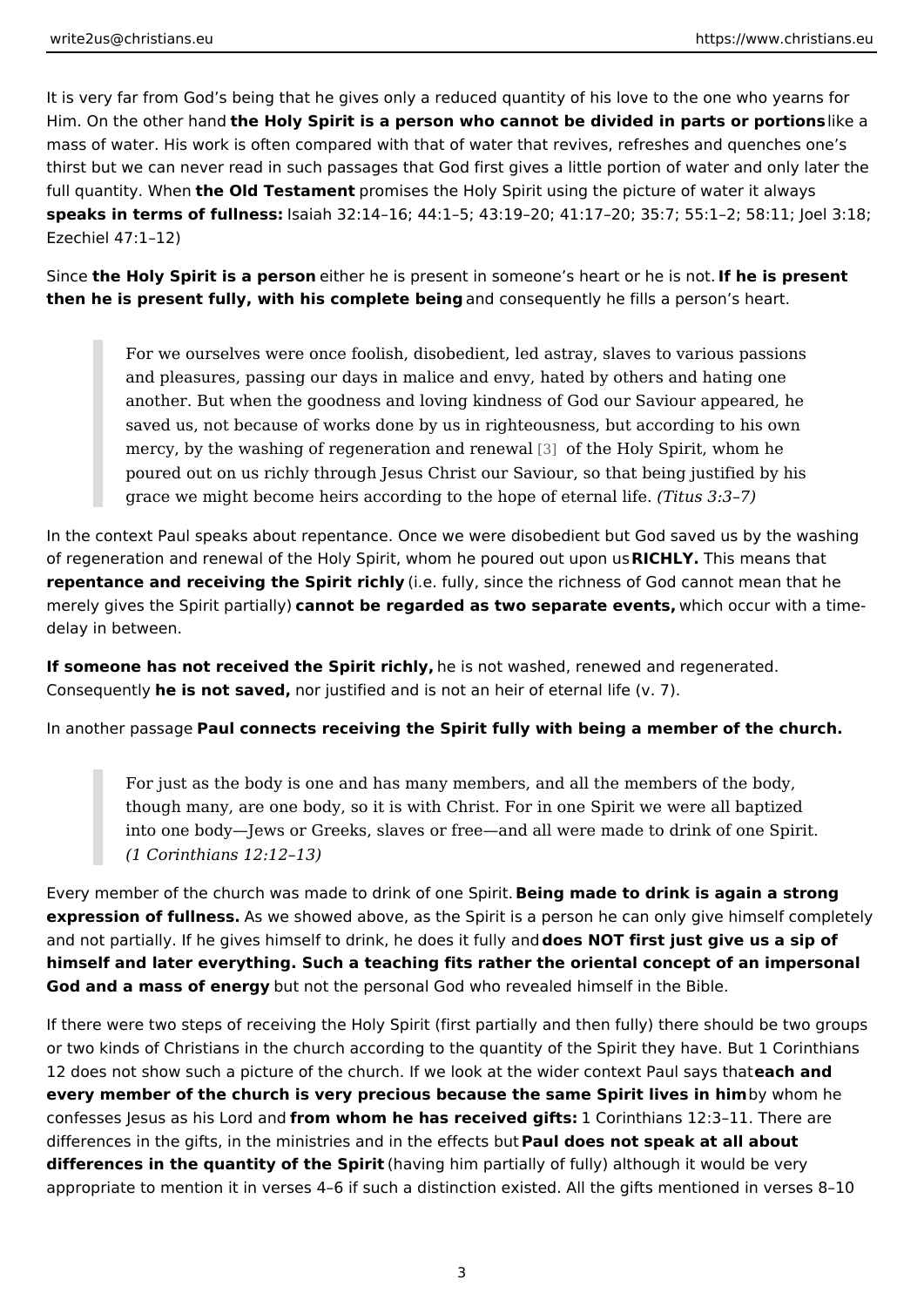It is very far from God's being that he gives only a reduced quantity of his love to the one who yearns for Him. On the other hand **the Holy Spirit is a person who cannot be divided in parts or portions** like a mass of water. His work is often compared with that of water that revives, refreshes and quenches one's thirst but we can never read in such passages that God first gives a little portion of water and only later the full quantity. When **the Old Testament** promises the Holy Spirit using the picture of water it always **speaks in terms of fullness:** Isaiah 32:14–16; 44:1–5; 43:19–20; 41:17–20; 35:7; 55:1–2; 58:11; Joel 3:18; Ezechiel 47:1–12)

Since **the Holy Spirit is a person** either he is present in someone's heart or he is not. **If he is present then he is present fully, with his complete being** and consequently he fills a person's heart.

> For we ourselves were once foolish, disobedient, led astray, slaves to various passions and pleasures, passing our days in malice and envy, hated by others and hating one another. But when the goodness and loving kindness of God our Saviour appeared, he saved us, not because of works done by us in righteousness, but according to his own mercy, by the washing of regeneration and renewal [3] of the Holy Spirit, whom he poured out on us richly through Jesus Christ our Saviour, so that being justified by his grace we might become heirs according to the hope of eternal life. *(Titus 3:3–7)*

In the context Paul speaks about repentance. Once we were disobedient but God saved us by the washing of regeneration and renewal of the Holy Spirit, whom he poured out upon us **RICHLY.** This means that **repentance and receiving the Spirit richly** (i.e. fully, since the richness of God cannot mean that he merely gives the Spirit partially) **cannot be regarded as two separate events,** which occur with a time-delay in between.

**If someone has not received the Spirit richly,** he is not washed, renewed and regenerated. Consequently **he is not saved,** nor justified and is not an heir of eternal life (v. 7).

In another passage **Paul connects receiving the Spirit fully with being a member of the church.**

> For just as the body is one and has many members, and all the members of the body, though many, are one body, so it is with Christ. For in one Spirit we were all baptized into one body—Jews or Greeks, slaves or free—and all were made to drink of one Spirit. *(1 Corinthians 12:12–13)*

Every member of the church was made to drink of one Spirit. **Being made to drink is again a strong expression of fullness.** As we showed above, as the Spirit is a person he can only give himself completely and not partially. If he gives himself to drink, he does it fully and **does NOT first just give us a sip of himself and later everything. Such a teaching fits rather the oriental concept of an impersonal God and a mass of energy** but not the personal God who revealed himself in the Bible.

If there were two steps of receiving the Holy Spirit (first partially and then fully) there should be two groups or two kinds of Christians in the church according to the quantity of the Spirit they have. But 1 Corinthians 12 does not show such a picture of the church. If we look at the wider context Paul says that **each and every member of the church is very precious because the same Spirit lives in him** by whom he confesses Jesus as his Lord and **from whom he has received gifts:** 1 Corinthians 12:3–11. There are differences in the gifts, in the ministries and in the effects but **Paul does not speak at all about differences in the quantity of the Spirit** (having him partially of fully) although it would be very appropriate to mention it in verses 4–6 if such a distinction existed. All the gifts mentioned in verses 8–10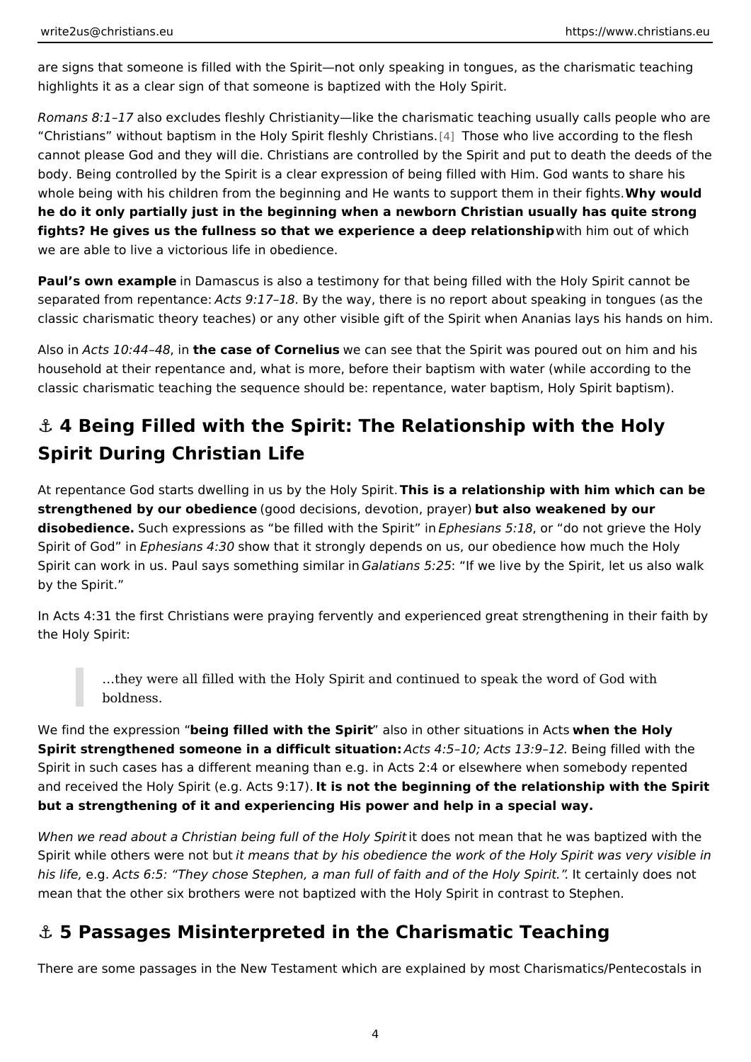are signs that someone is filled with the Spirit—not only speaking in tongues, as the charismatic teaching highlights it as a clear sign of that someone is baptized with the Holy Spirit.

*Romans 8:1–17* also excludes fleshly Christianity—like the charismatic teaching usually calls people who are "Christians" without baptism in the Holy Spirit fleshly Christians.[4] Those who live according to the flesh cannot please God and they will die. Christians are controlled by the Spirit and put to death the deeds of the body. Being controlled by the Spirit is a clear expression of being filled with Him. God wants to share his whole being with his children from the beginning and He wants to support them in their fights. **Why would he do it only partially just in the beginning when a newborn Christian usually has quite strong fights? He gives us the fullness so that we experience a deep relationship** with him out of which we are able to live a victorious life in obedience.

**Paul's own example** in Damascus is also a testimony for that being filled with the Holy Spirit cannot be separated from repentance: *Acts 9:17–18*. By the way, there is no report about speaking in tongues (as the classic charismatic theory teaches) or any other visible gift of the Spirit when Ananias lays his hands on him.

Also in *Acts 10:44–48*, in **the case of Cornelius** we can see that the Spirit was poured out on him and his household at their repentance and, what is more, before their baptism with water (while according to the classic charismatic teaching the sequence should be: repentance, water baptism, Holy Spirit baptism).

## ⚓ 4 Being Filled with the Spirit: The Relationship with the Holy Spirit During Christian Life

At repentance God starts dwelling in us by the Holy Spirit. **This is a relationship with him which can be strengthened by our obedience** (good decisions, devotion, prayer) **but also weakened by our disobedience.** Such expressions as "be filled with the Spirit" in *Ephesians 5:18*, or "do not grieve the Holy Spirit of God" in *Ephesians 4:30* show that it strongly depends on us, our obedience how much the Holy Spirit can work in us. Paul says something similar in *Galatians 5:25*: "If we live by the Spirit, let us also walk by the Spirit."

In Acts 4:31 the first Christians were praying fervently and experienced great strengthening in their faith by the Holy Spirit:

> …they were all filled with the Holy Spirit and continued to speak the word of God with boldness.

We find the expression "**being filled with the Spirit**" also in other situations in Acts **when the Holy Spirit strengthened someone in a difficult situation:** *Acts 4:5–10; Acts 13:9–12*. Being filled with the Spirit in such cases has a different meaning than e.g. in Acts 2:4 or elsewhere when somebody repented and received the Holy Spirit (e.g. Acts 9:17). **It is not the beginning of the relationship with the Spirit but a strengthening of it and experiencing His power and help in a special way.**

*When we read about a Christian being full of the Holy Spirit* it does not mean that he was baptized with the Spirit while others were not but *it means that by his obedience the work of the Holy Spirit was very visible in his life,* e.g. *Acts 6:5: "They chose Stephen, a man full of faith and of the Holy Spirit."*. It certainly does not mean that the other six brothers were not baptized with the Holy Spirit in contrast to Stephen.

## ⚓ 5 Passages Misinterpreted in the Charismatic Teaching

There are some passages in the New Testament which are explained by most Charismatics/Pentecostals in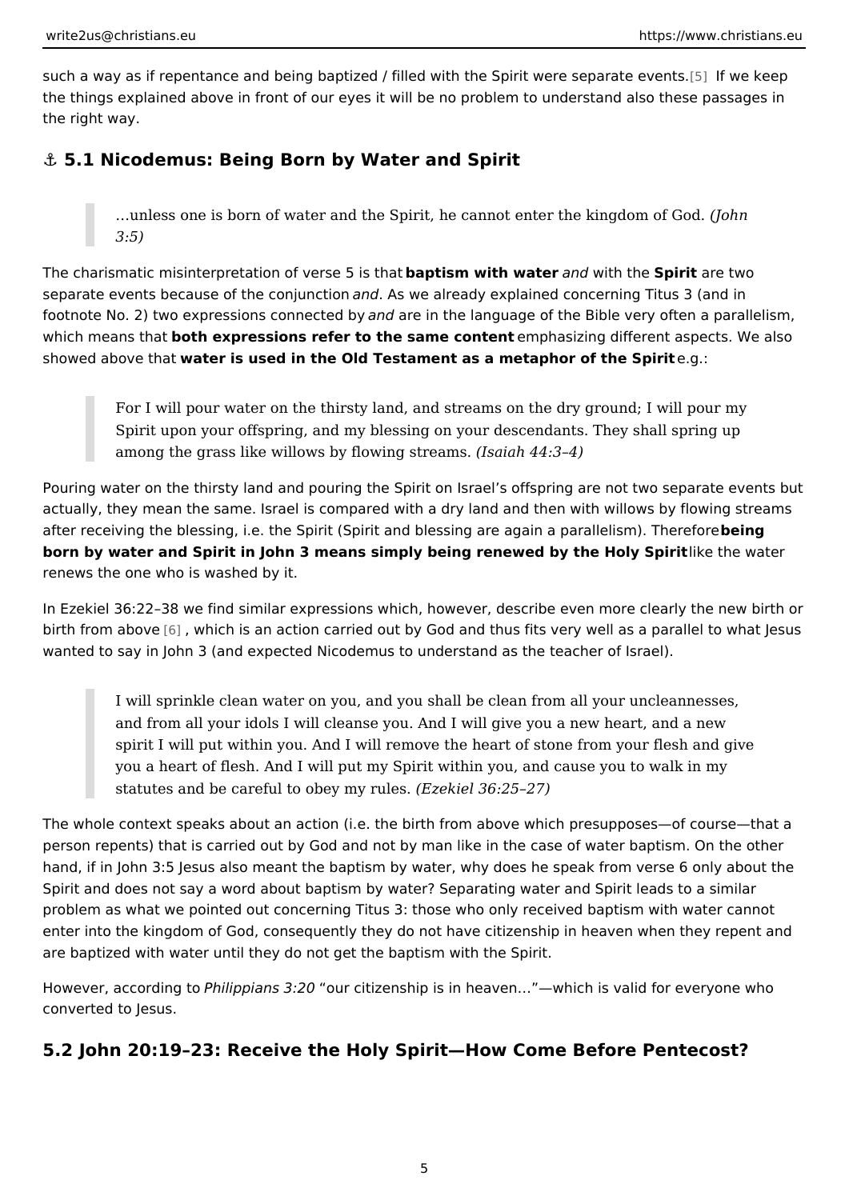such a way as if repentance and being baptized / filled with the Spirit were separate events.[5] If we keep the things explained above in front of our eyes it will be no problem to understand also these passages in the right way.

## ⚓ 5.1 Nicodemus: Being Born by Water and Spirit

> …unless one is born of water and the Spirit, he cannot enter the kingdom of God. *(John 3:5)*

The charismatic misinterpretation of verse 5 is that **baptism with water** *and* with the **Spirit** are two separate events because of the conjunction *and*. As we already explained concerning Titus 3 (and in footnote No. 2) two expressions connected by *and* are in the language of the Bible very often a parallelism, which means that **both expressions refer to the same content** emphasizing different aspects. We also showed above that **water is used in the Old Testament as a metaphor of the Spirit** e.g.:

> For I will pour water on the thirsty land, and streams on the dry ground; I will pour my Spirit upon your offspring, and my blessing on your descendants. They shall spring up among the grass like willows by flowing streams. *(Isaiah 44:3–4)*

Pouring water on the thirsty land and pouring the Spirit on Israel's offspring are not two separate events but actually, they mean the same. Israel is compared with a dry land and then with willows by flowing streams after receiving the blessing, i.e. the Spirit (Spirit and blessing are again a parallelism). Therefore **being born by water and Spirit in John 3 means simply being renewed by the Holy Spirit** like the water renews the one who is washed by it.

In Ezekiel 36:22–38 we find similar expressions which, however, describe even more clearly the new birth or birth from above [6] , which is an action carried out by God and thus fits very well as a parallel to what Jesus wanted to say in John 3 (and expected Nicodemus to understand as the teacher of Israel).

> I will sprinkle clean water on you, and you shall be clean from all your uncleannesses, and from all your idols I will cleanse you. And I will give you a new heart, and a new spirit I will put within you. And I will remove the heart of stone from your flesh and give you a heart of flesh. And I will put my Spirit within you, and cause you to walk in my statutes and be careful to obey my rules. *(Ezekiel 36:25–27)*

The whole context speaks about an action (i.e. the birth from above which presupposes—of course—that a person repents) that is carried out by God and not by man like in the case of water baptism. On the other hand, if in John 3:5 Jesus also meant the baptism by water, why does he speak from verse 6 only about the Spirit and does not say a word about baptism by water? Separating water and Spirit leads to a similar problem as what we pointed out concerning Titus 3: those who only received baptism with water cannot enter into the kingdom of God, consequently they do not have citizenship in heaven when they repent and are baptized with water until they do not get the baptism with the Spirit.

However, according to *Philippians 3:20* "our citizenship is in heaven…"—which is valid for everyone who converted to Jesus.

## 5.2 John 20:19–23: Receive the Holy Spirit—How Come Before Pentecost?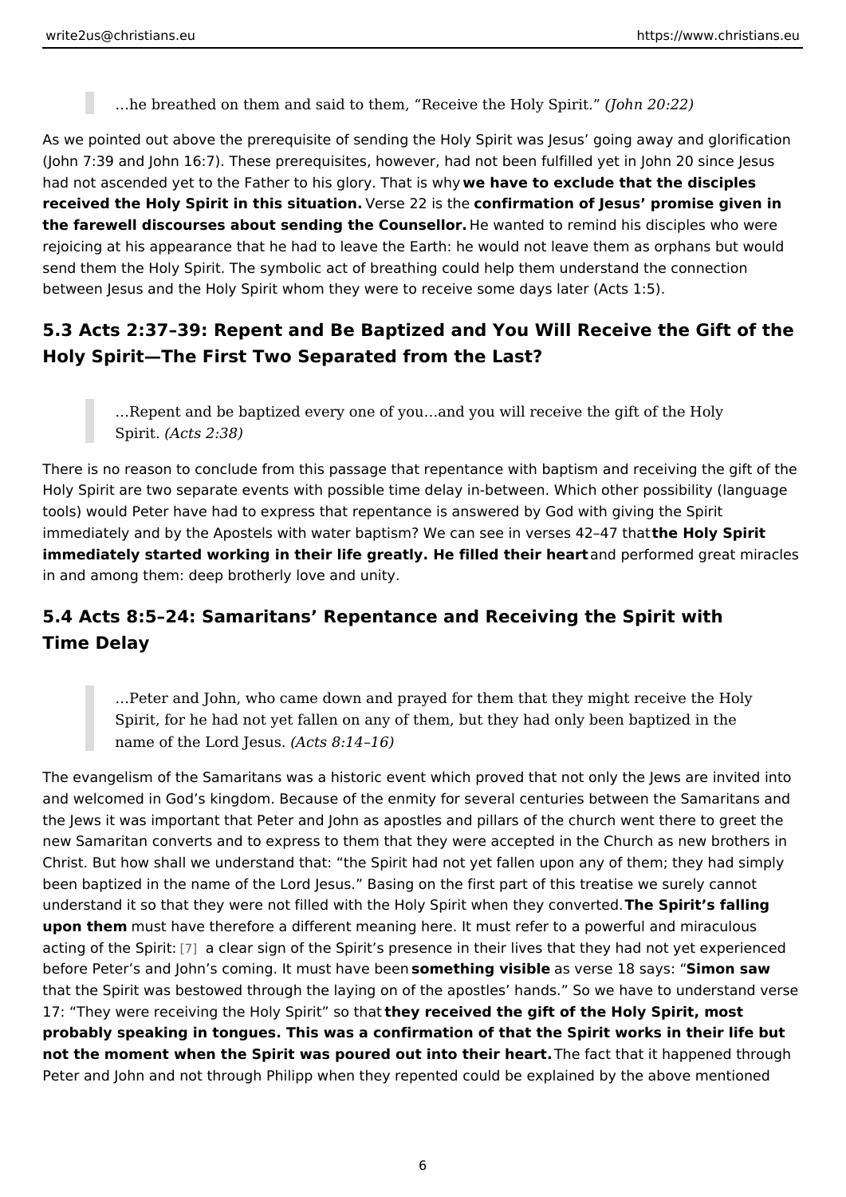> …he breathed on them and said to them, "Receive the Holy Spirit." *(John 20:22)*

As we pointed out above the prerequisite of sending the Holy Spirit was Jesus' going away and glorification (John 7:39 and John 16:7). These prerequisites, however, had not been fulfilled yet in John 20 since Jesus had not ascended yet to the Father to his glory. That is why **we have to exclude that the disciples received the Holy Spirit in this situation.** Verse 22 is the **confirmation of Jesus' promise given in the farewell discourses about sending the Counsellor.** He wanted to remind his disciples who were rejoicing at his appearance that he had to leave the Earth: he would not leave them as orphans but would send them the Holy Spirit. The symbolic act of breathing could help them understand the connection between Jesus and the Holy Spirit whom they were to receive some days later (Acts 1:5).

## 5.3 Acts 2:37–39: Repent and Be Baptized and You Will Receive the Gift of the Holy Spirit—The First Two Separated from the Last?

> …Repent and be baptized every one of you…and you will receive the gift of the Holy Spirit. *(Acts 2:38)*

There is no reason to conclude from this passage that repentance with baptism and receiving the gift of the Holy Spirit are two separate events with possible time delay in-between. Which other possibility (language tools) would Peter have had to express that repentance is answered by God with giving the Spirit immediately and by the Apostels with water baptism? We can see in verses 42–47 that **the Holy Spirit immediately started working in their life greatly. He filled their heart** and performed great miracles in and among them: deep brotherly love and unity.

## 5.4 Acts 8:5–24: Samaritans' Repentance and Receiving the Spirit with Time Delay

> …Peter and John, who came down and prayed for them that they might receive the Holy Spirit, for he had not yet fallen on any of them, but they had only been baptized in the name of the Lord Jesus. *(Acts 8:14–16)*

The evangelism of the Samaritans was a historic event which proved that not only the Jews are invited into and welcomed in God's kingdom. Because of the enmity for several centuries between the Samaritans and the Jews it was important that Peter and John as apostles and pillars of the church went there to greet the new Samaritan converts and to express to them that they were accepted in the Church as new brothers in Christ. But how shall we understand that: "the Spirit had not yet fallen upon any of them; they had simply been baptized in the name of the Lord Jesus." Basing on the first part of this treatise we surely cannot understand it so that they were not filled with the Holy Spirit when they converted. **The Spirit's falling upon them** must have therefore a different meaning here. It must refer to a powerful and miraculous acting of the Spirit: [7] a clear sign of the Spirit's presence in their lives that they had not yet experienced before Peter's and John's coming. It must have been **something visible** as verse 18 says: "**Simon saw** that the Spirit was bestowed through the laying on of the apostles' hands." So we have to understand verse 17: "They were receiving the Holy Spirit" so that **they received the gift of the Holy Spirit, most probably speaking in tongues. This was a confirmation of that the Spirit works in their life but not the moment when the Spirit was poured out into their heart.** The fact that it happened through Peter and John and not through Philipp when they repented could be explained by the above mentioned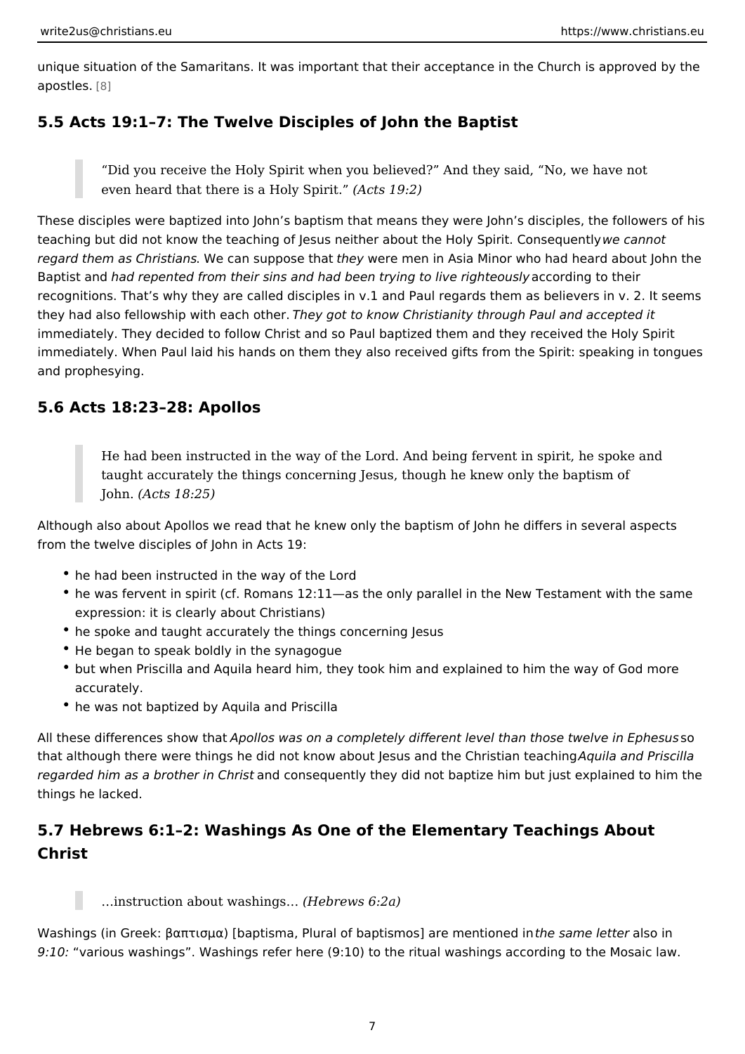unique situation of the Samaritans. It was important that their acceptance in the Church is approved by the apostles. [8]

## 5.5 Acts 19:1–7: The Twelve Disciples of John the Baptist

> "Did you receive the Holy Spirit when you believed?" And they said, "No, we have not even heard that there is a Holy Spirit." *(Acts 19:2)*

These disciples were baptized into John's baptism that means they were John's disciples, the followers of his teaching but did not know the teaching of Jesus neither about the Holy Spirit. Consequently *we cannot regard them as Christians*. We can suppose that *they* were men in Asia Minor who had heard about John the Baptist and *had repented from their sins and had been trying to live righteously* according to their recognitions. That's why they are called disciples in v.1 and Paul regards them as believers in v. 2. It seems they had also fellowship with each other. *They got to know Christianity through Paul and accepted it* immediately. They decided to follow Christ and so Paul baptized them and they received the Holy Spirit immediately. When Paul laid his hands on them they also received gifts from the Spirit: speaking in tongues and prophesying.

## 5.6 Acts 18:23–28: Apollos

> He had been instructed in the way of the Lord. And being fervent in spirit, he spoke and taught accurately the things concerning Jesus, though he knew only the baptism of John. *(Acts 18:25)*

Although also about Apollos we read that he knew only the baptism of John he differs in several aspects from the twelve disciples of John in Acts 19:

- he had been instructed in the way of the Lord
- he was fervent in spirit (cf. Romans 12:11—as the only parallel in the New Testament with the same expression: it is clearly about Christians)
- he spoke and taught accurately the things concerning Jesus
- He began to speak boldly in the synagogue
- but when Priscilla and Aquila heard him, they took him and explained to him the way of God more accurately.
- he was not baptized by Aquila and Priscilla

All these differences show that *Apollos was on a completely different level than those twelve in Ephesus* so that although there were things he did not know about Jesus and the Christian teaching *Aquila and Priscilla regarded him as a brother in Christ* and consequently they did not baptize him but just explained to him the things he lacked.

## 5.7 Hebrews 6:1–2: Washings As One of the Elementary Teachings About Christ

> …instruction about washings… *(Hebrews 6:2a)*

Washings (in Greek: βαπτισμα) [baptisma, Plural of baptismos] are mentioned in *the same letter* also in *9:10:* "various washings". Washings refer here (9:10) to the ritual washings according to the Mosaic law.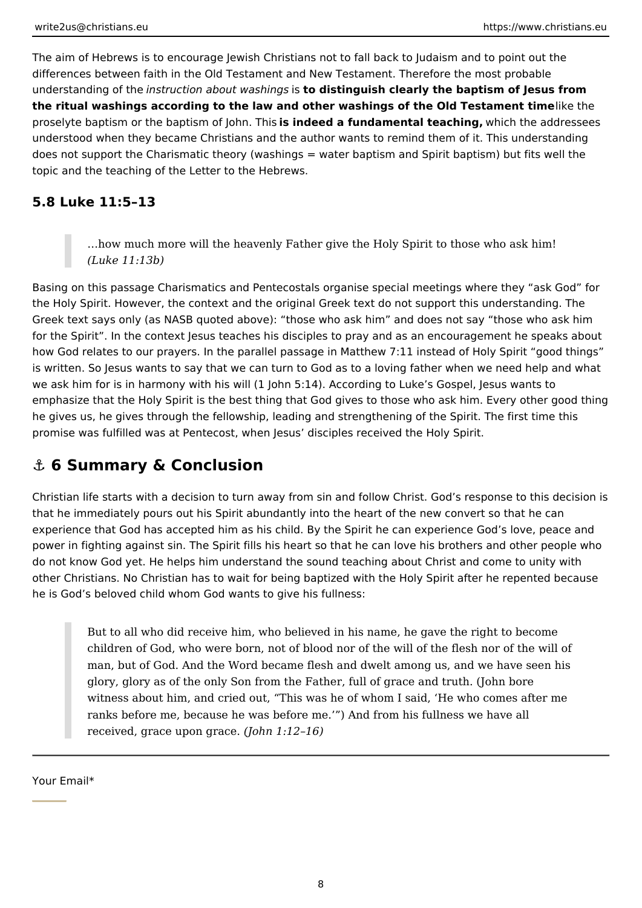The aim of Hebrews is to encourage Jewish Christians not to fall back to Judaism and to point out the differences between faith in the Old Testament and New Testament. Therefore the most probable understanding of the *instruction about washings* is **to distinguish clearly the baptism of Jesus from the ritual washings according to the law and other washings of the Old Testament time** like the proselyte baptism or the baptism of John. This **is indeed a fundamental teaching,** which the addressees understood when they became Christians and the author wants to remind them of it. This understanding does not support the Charismatic theory (washings = water baptism and Spirit baptism) but fits well the topic and the teaching of the Letter to the Hebrews.

### 5.8 Luke 11:5–13

> …how much more will the heavenly Father give the Holy Spirit to those who ask him! *(Luke 11:13b)*

Basing on this passage Charismatics and Pentecostals organise special meetings where they "ask God" for the Holy Spirit. However, the context and the original Greek text do not support this understanding. The Greek text says only (as NASB quoted above): "those who ask him" and does not say "those who ask him for the Spirit". In the context Jesus teaches his disciples to pray and as an encouragement he speaks about how God relates to our prayers. In the parallel passage in Matthew 7:11 instead of Holy Spirit "good things" is written. So Jesus wants to say that we can turn to God as to a loving father when we need help and what we ask him for is in harmony with his will (1 John 5:14). According to Luke's Gospel, Jesus wants to emphasize that the Holy Spirit is the best thing that God gives to those who ask him. Every other good thing he gives us, he gives through the fellowship, leading and strengthening of the Spirit. The first time this promise was fulfilled was at Pentecost, when Jesus' disciples received the Holy Spirit.

## ⚓ 6 Summary & Conclusion

Christian life starts with a decision to turn away from sin and follow Christ. God's response to this decision is that he immediately pours out his Spirit abundantly into the heart of the new convert so that he can experience that God has accepted him as his child. By the Spirit he can experience God's love, peace and power in fighting against sin. The Spirit fills his heart so that he can love his brothers and other people who do not know God yet. He helps him understand the sound teaching about Christ and come to unity with other Christians. No Christian has to wait for being baptized with the Holy Spirit after he repented because he is God's beloved child whom God wants to give his fullness:

> But to all who did receive him, who believed in his name, he gave the right to become children of God, who were born, not of blood nor of the will of the flesh nor of the will of man, but of God. And the Word became flesh and dwelt among us, and we have seen his glory, glory as of the only Son from the Father, full of grace and truth. (John bore witness about him, and cried out, "This was he of whom I said, 'He who comes after me ranks before me, because he was before me.'") And from his fullness we have all received, grace upon grace. *(John 1:12–16)*

---

Your Email*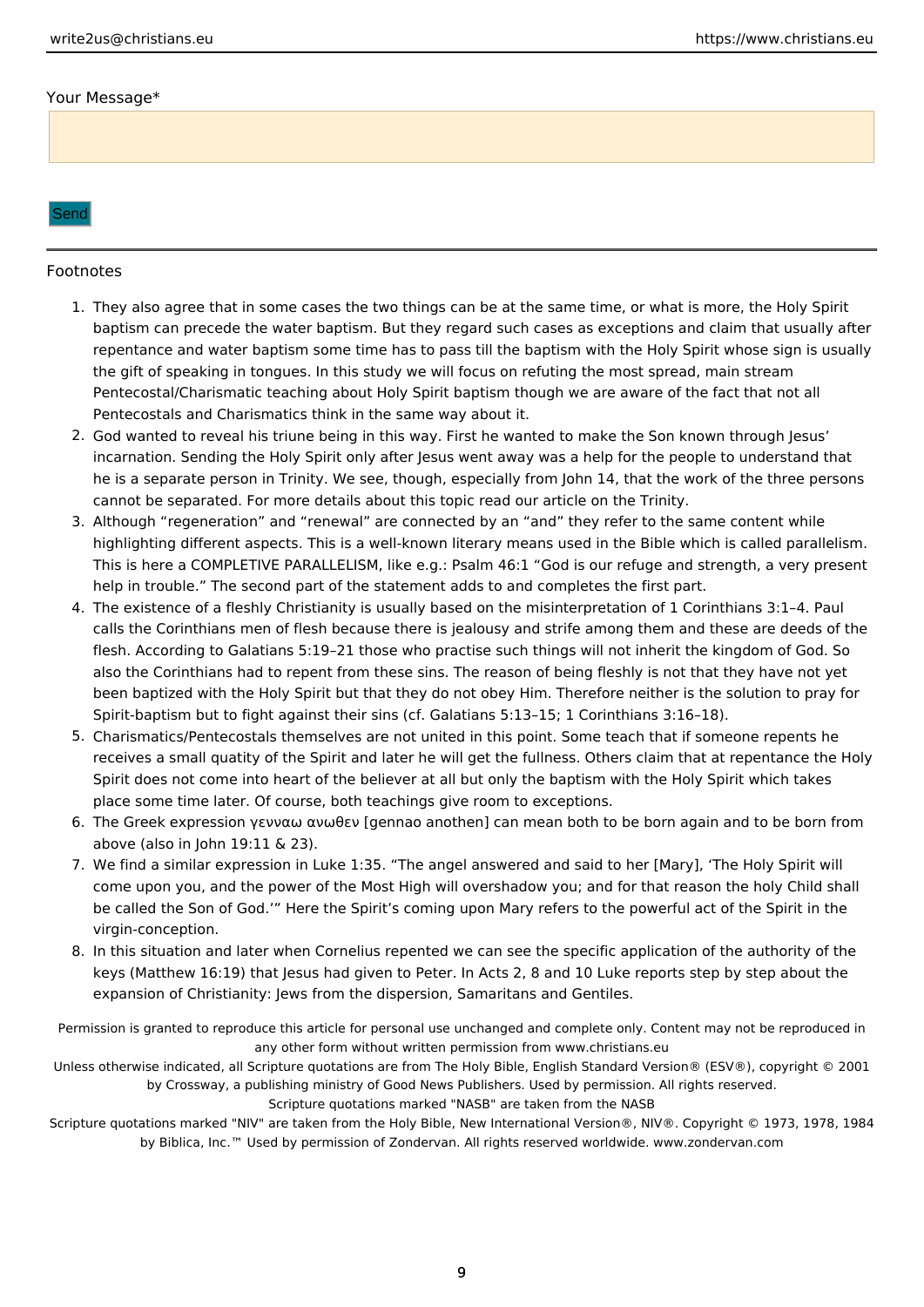Your Message*

Send

---

Footnotes

1. They also agree that in some cases the two things can be at the same time, or what is more, the Holy Spirit baptism can precede the water baptism. But they regard such cases as exceptions and claim that usually after repentance and water baptism some time has to pass till the baptism with the Holy Spirit whose sign is usually the gift of speaking in tongues. In this study we will focus on refuting the most spread, main stream Pentecostal/Charismatic teaching about Holy Spirit baptism though we are aware of the fact that not all Pentecostals and Charismatics think in the same way about it.
2. God wanted to reveal his triune being in this way. First he wanted to make the Son known through Jesus' incarnation. Sending the Holy Spirit only after Jesus went away was a help for the people to understand that he is a separate person in Trinity. We see, though, especially from John 14, that the work of the three persons cannot be separated. For more details about this topic read our article on the Trinity.
3. Although "regeneration" and "renewal" are connected by an "and" they refer to the same content while highlighting different aspects. This is a well-known literary means used in the Bible which is called parallelism. This is here a COMPLETIVE PARALLELISM, like e.g.: Psalm 46:1 "God is our refuge and strength, a very present help in trouble." The second part of the statement adds to and completes the first part.
4. The existence of a fleshly Christianity is usually based on the misinterpretation of 1 Corinthians 3:1–4. Paul calls the Corinthians men of flesh because there is jealousy and strife among them and these are deeds of the flesh. According to Galatians 5:19–21 those who practise such things will not inherit the kingdom of God. So also the Corinthians had to repent from these sins. The reason of being fleshly is not that they have not yet been baptized with the Holy Spirit but that they do not obey Him. Therefore neither is the solution to pray for Spirit-baptism but to fight against their sins (cf. Galatians 5:13–15; 1 Corinthians 3:16–18).
5. Charismatics/Pentecostals themselves are not united in this point. Some teach that if someone repents he receives a small quatity of the Spirit and later he will get the fullness. Others claim that at repentance the Holy Spirit does not come into heart of the believer at all but only the baptism with the Holy Spirit which takes place some time later. Of course, both teachings give room to exceptions.
6. The Greek expression γενναω ανωθεν [gennao anothen] can mean both to be born again and to be born from above (also in John 19:11 & 23).
7. We find a similar expression in Luke 1:35. "The angel answered and said to her [Mary], 'The Holy Spirit will come upon you, and the power of the Most High will overshadow you; and for that reason the holy Child shall be called the Son of God.'" Here the Spirit's coming upon Mary refers to the powerful act of the Spirit in the virgin-conception.
8. In this situation and later when Cornelius repented we can see the specific application of the authority of the keys (Matthew 16:19) that Jesus had given to Peter. In Acts 2, 8 and 10 Luke reports step by step about the expansion of Christianity: Jews from the dispersion, Samaritans and Gentiles.

Permission is granted to reproduce this article for personal use unchanged and complete only. Content may not be reproduced in any other form without written permission from www.christians.eu

Unless otherwise indicated, all Scripture quotations are from The Holy Bible, English Standard Version® (ESV®), copyright © 2001 by Crossway, a publishing ministry of Good News Publishers. Used by permission. All rights reserved.

Scripture quotations marked "NASB" are taken from the NASB

Scripture quotations marked "NIV" are taken from the Holy Bible, New International Version®, NIV®. Copyright © 1973, 1978, 1984 by Biblica, Inc.™ Used by permission of Zondervan. All rights reserved worldwide. www.zondervan.com